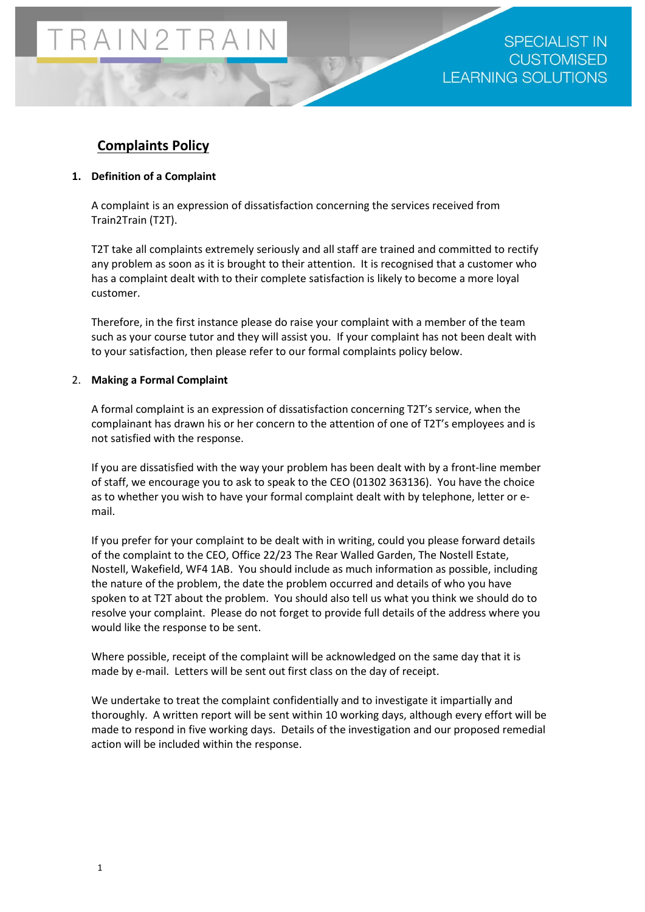# Complaints Policy

## 1. Definition of a Complaint

A complaint is an expression of dissatisfaction concerning the services received from Train2Train (T2T).

T2T take all complaints extremely seriously and all staff are trained and committed to rectify any problem as soon as it is brought to their attention. It is recognised that a customer who has a complaint dealt with to their complete satisfaction is likely to become a more loyal customer.

Therefore, in the first instance please do raise your complaint with a member of the team such as your course tutor and they will assist you. If your complaint has not been dealt with to your satisfaction, then please refer to our formal complaints policy below.

## 2. Making a Formal Complaint

A formal complaint is an expression of dissatisfaction concerning T2T's service, when the complainant has drawn his or her concern to the attention of one of T2T's employees and is not satisfied with the response.

If you are dissatisfied with the way your problem has been dealt with by a front-line member of staff, we encourage you to ask to speak to the CEO (01302 363136). You have the choice as to whether you wish to have your formal complaint dealt with by telephone, letter or e-mail.

If you prefer for your complaint to be dealt with in writing, could you please forward details of the complaint to the CEO, Office 22/23 The Rear Walled Garden, The Nostell Estate, Nostell, Wakefield, WF4 1AB. You should include as much information as possible, including the nature of the problem, the date the problem occurred and details of who you have spoken to at T2T about the problem. You should also tell us what you think we should do to resolve your complaint. Please do not forget to provide full details of the address where you would like the response to be sent.

Where possible, receipt of the complaint will be acknowledged on the same day that it is made by e-mail. Letters will be sent out first class on the day of receipt.

We undertake to treat the complaint confidentially and to investigate it impartially and thoroughly. A written report will be sent within 10 working days, although every effort will be made to respond in five working days. Details of the investigation and our proposed remedial action will be included within the response.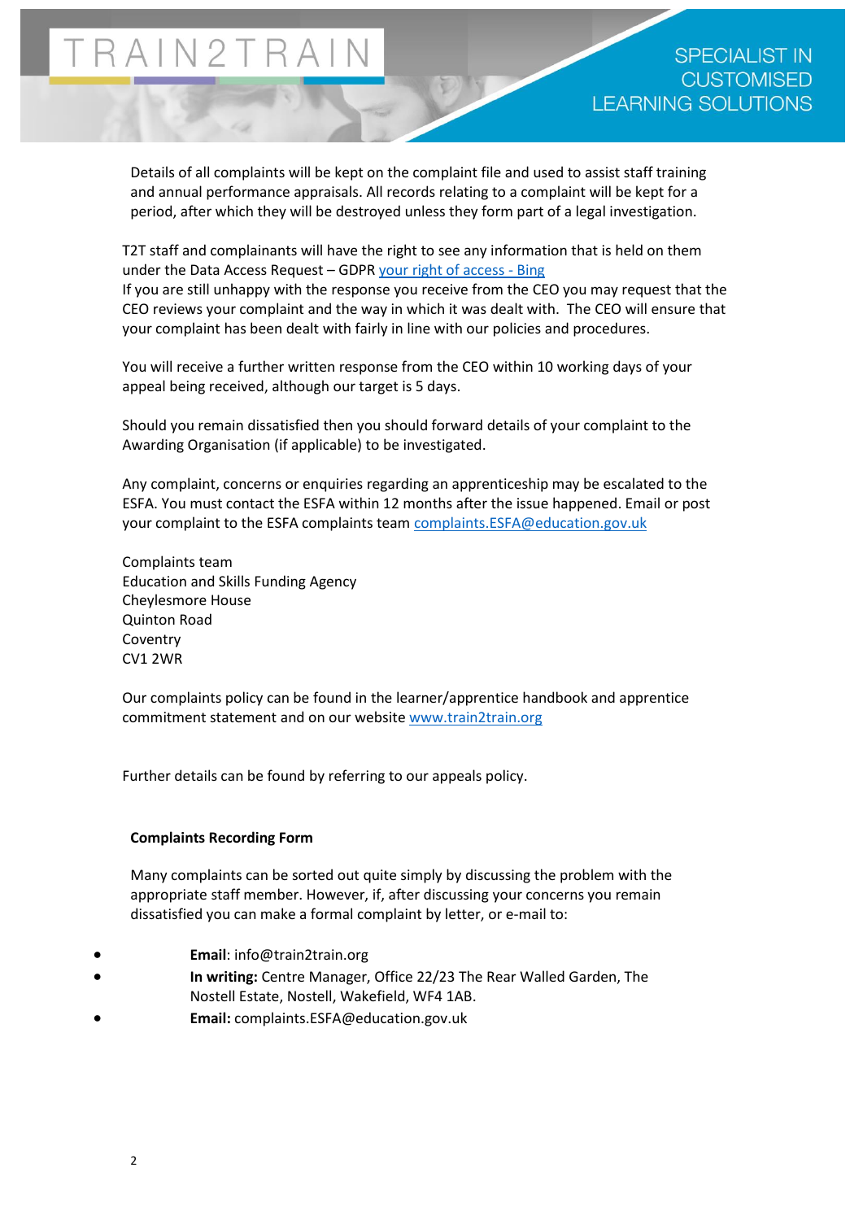Details of all complaints will be kept on the complaint file and used to assist staff training and annual performance appraisals. All records relating to a complaint will be kept for a period, after which they will be destroyed unless they form part of a legal investigation.

T2T staff and complainants will have the right to see any information that is held on them under the Data Access Request – GDPR your right of access - Bing
If you are still unhappy with the response you receive from the CEO you may request that the CEO reviews your complaint and the way in which it was dealt with. The CEO will ensure that your complaint has been dealt with fairly in line with our policies and procedures.

You will receive a further written response from the CEO within 10 working days of your appeal being received, although our target is 5 days.

Should you remain dissatisfied then you should forward details of your complaint to the Awarding Organisation (if applicable) to be investigated.

Any complaint, concerns or enquiries regarding an apprenticeship may be escalated to the ESFA. You must contact the ESFA within 12 months after the issue happened. Email or post your complaint to the ESFA complaints team complaints.ESFA@education.gov.uk

Complaints team
Education and Skills Funding Agency
Cheylesmore House
Quinton Road
Coventry
CV1 2WR

Our complaints policy can be found in the learner/apprentice handbook and apprentice commitment statement and on our website www.train2train.org

Further details can be found by referring to our appeals policy.

**Complaints Recording Form**

Many complaints can be sorted out quite simply by discussing the problem with the appropriate staff member. However, if, after discussing your concerns you remain dissatisfied you can make a formal complaint by letter, or e-mail to:

- **Email**: info@train2train.org
- **In writing:** Centre Manager, Office 22/23 The Rear Walled Garden, The Nostell Estate, Nostell, Wakefield, WF4 1AB.
- **Email:** complaints.ESFA@education.gov.uk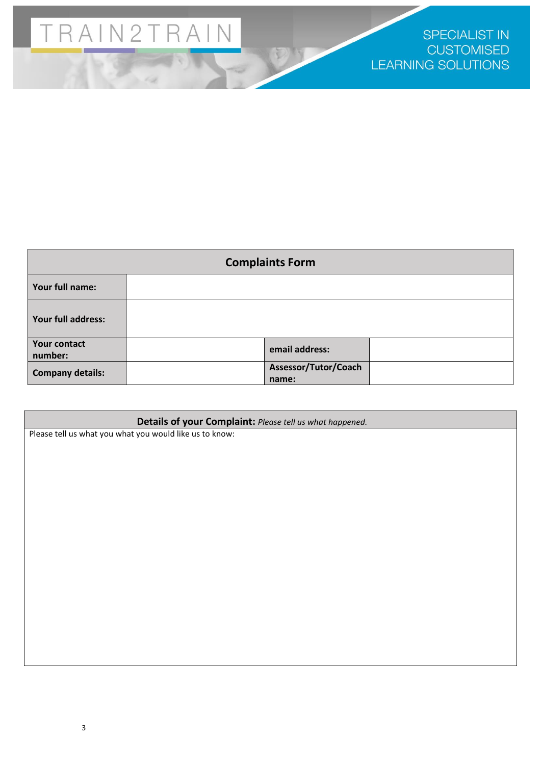TRAIN2TRAIN

SPECIALIST IN CUSTOMISED LEARNING SOLUTIONS

| Complaints Form | | | |
|---|---|---|---|
| **Your full name:** | | | |
| **Your full address:** | | | |
| **Your contact number:** | | **email address:** | |
| **Company details:** | | **Assessor/Tutor/Coach name:** | |

| **Details of your Complaint:** *Please tell us what happened.* |
|---|
| Please tell us what you what you would like us to know: |